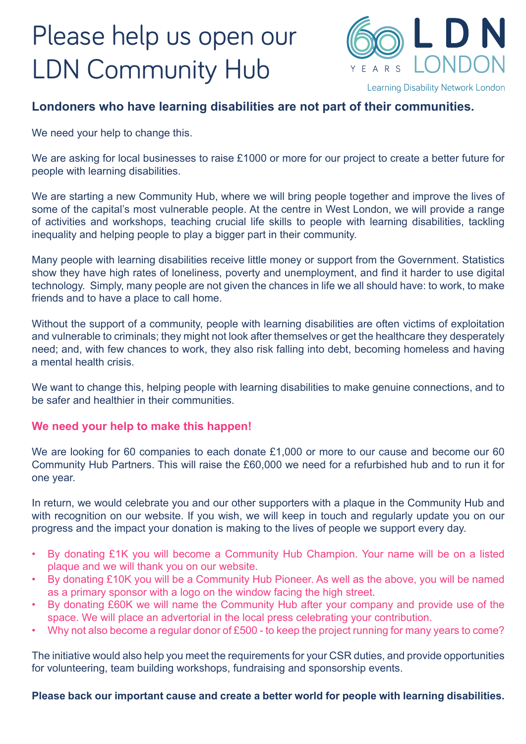# Please help us open our LDN Community Hub

60 YEARS LDN LONDON

Learning Disability Network London

**Londoners who have learning disabilities are not part of their communities.**

We need your help to change this.

We are asking for local businesses to raise £1000 or more for our project to create a better future for people with learning disabilities.

We are starting a new Community Hub, where we will bring people together and improve the lives of some of the capital's most vulnerable people. At the centre in West London, we will provide a range of activities and workshops, teaching crucial life skills to people with learning disabilities, tackling inequality and helping people to play a bigger part in their community.

Many people with learning disabilities receive little money or support from the Government. Statistics show they have high rates of loneliness, poverty and unemployment, and find it harder to use digital technology. Simply, many people are not given the chances in life we all should have: to work, to make friends and to have a place to call home.

Without the support of a community, people with learning disabilities are often victims of exploitation and vulnerable to criminals; they might not look after themselves or get the healthcare they desperately need; and, with few chances to work, they also risk falling into debt, becoming homeless and having a mental health crisis.

We want to change this, helping people with learning disabilities to make genuine connections, and to be safer and healthier in their communities.

**We need your help to make this happen!**

We are looking for 60 companies to each donate £1,000 or more to our cause and become our 60 Community Hub Partners. This will raise the £60,000 we need for a refurbished hub and to run it for one year.

In return, we would celebrate you and our other supporters with a plaque in the Community Hub and with recognition on our website. If you wish, we will keep in touch and regularly update you on our progress and the impact your donation is making to the lives of people we support every day.

- By donating £1K you will become a Community Hub Champion. Your name will be on a listed plaque and we will thank you on our website.
- By donating £10K you will be a Community Hub Pioneer. As well as the above, you will be named as a primary sponsor with a logo on the window facing the high street.
- By donating £60K we will name the Community Hub after your company and provide use of the space. We will place an advertorial in the local press celebrating your contribution.
- Why not also become a regular donor of £500 - to keep the project running for many years to come?

The initiative would also help you meet the requirements for your CSR duties, and provide opportunities for volunteering, team building workshops, fundraising and sponsorship events.

**Please back our important cause and create a better world for people with learning disabilities.**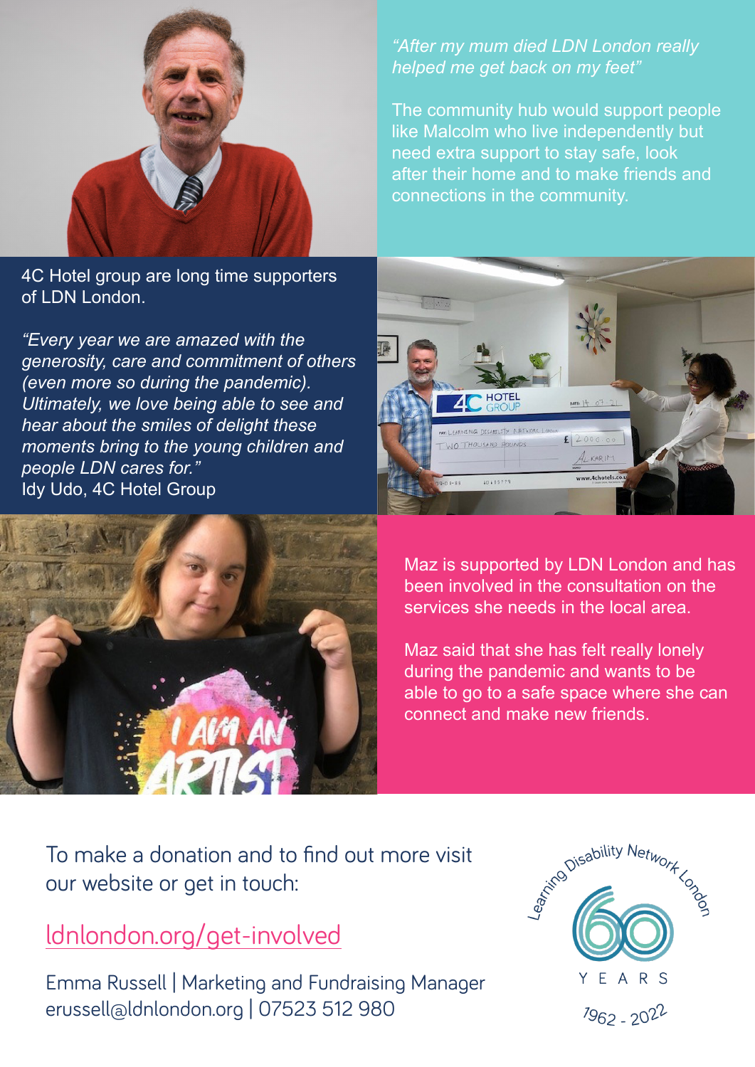*"After my mum died LDN London really helped me get back on my feet"*

The community hub would support people like Malcolm who live independently but need extra support to stay safe, look after their home and to make friends and connections in the community.

4C Hotel group are long time supporters of LDN London.

*"Every year we are amazed with the generosity, care and commitment of others (even more so during the pandemic). Ultimately, we love being able to see and hear about the smiles of delight these moments bring to the young children and people LDN cares for."*
Idy Udo, 4C Hotel Group

Maz is supported by LDN London and has been involved in the consultation on the services she needs in the local area.

Maz said that she has felt really lonely during the pandemic and wants to be able to go to a safe space where she can connect and make new friends.

To make a donation and to find out more visit our website or get in touch:

ldnlondon.org/get-involved

Emma Russell | Marketing and Fundraising Manager
erussell@ldnlondon.org | 07523 512 980

Learning Disability Network London
60 YEARS
1962 - 2022